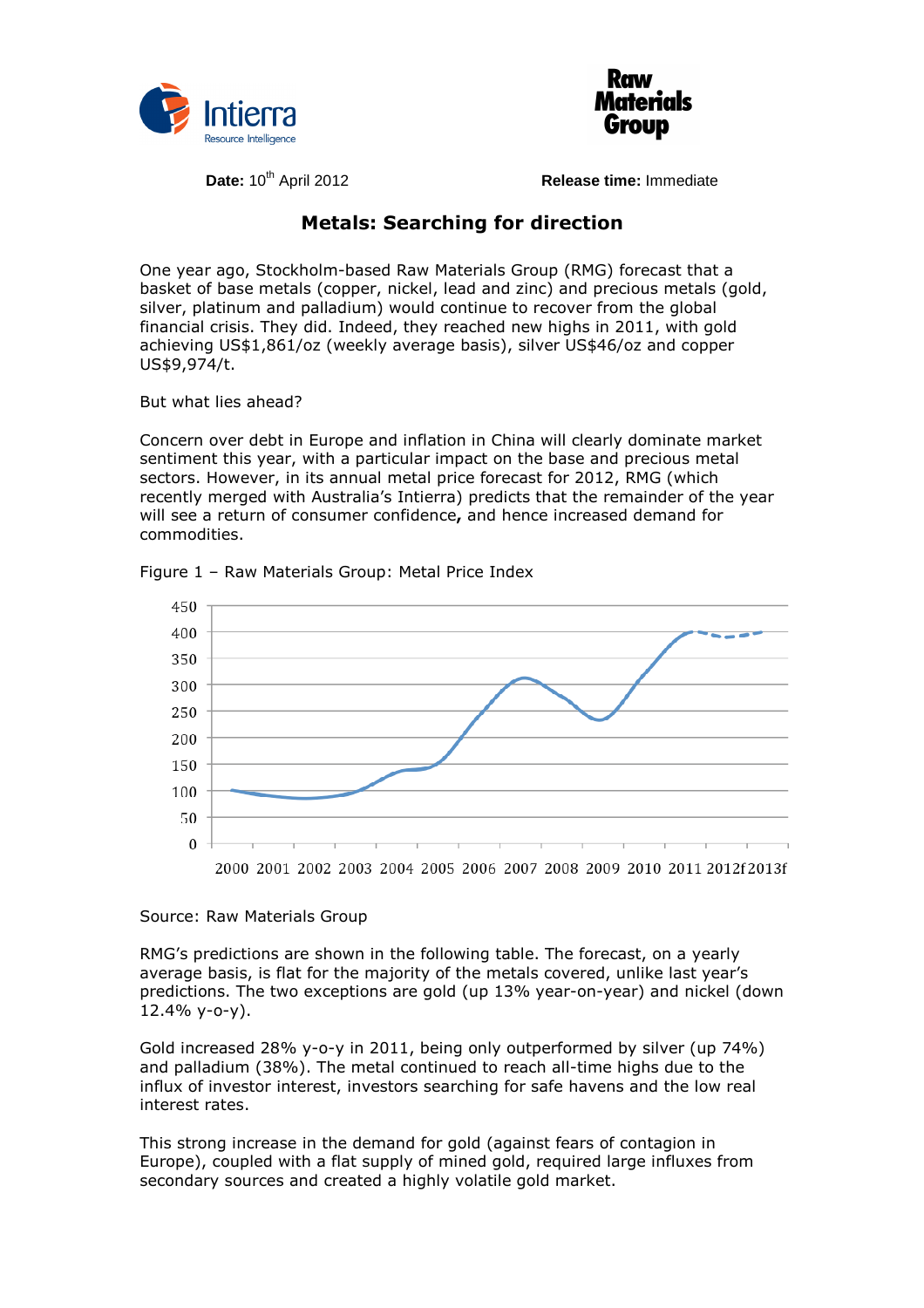**Date:** 10th April 2012 **Release time:** Immediate

# Metals: Searching for direction

One year ago, Stockholm-based Raw Materials Group (RMG) forecast that a basket of base metals (copper, nickel, lead and zinc) and precious metals (gold, silver, platinum and palladium) would continue to recover from the global financial crisis. They did. Indeed, they reached new highs in 2011, with gold achieving US$1,861/oz (weekly average basis), silver US$46/oz and copper US$9,974/t.

But what lies ahead?

Concern over debt in Europe and inflation in China will clearly dominate market sentiment this year, with a particular impact on the base and precious metal sectors. However, in its annual metal price forecast for 2012, RMG (which recently merged with Australia's Intierra) predicts that the remainder of the year will see a return of consumer confidence**,** and hence increased demand for commodities.

Figure 1 – Raw Materials Group: Metal Price Index

Source: Raw Materials Group

RMG's predictions are shown in the following table. The forecast, on a yearly average basis, is flat for the majority of the metals covered, unlike last year's predictions. The two exceptions are gold (up 13% year-on-year) and nickel (down 12.4% y-o-y).

Gold increased 28% y-o-y in 2011, being only outperformed by silver (up 74%) and palladium (38%). The metal continued to reach all-time highs due to the influx of investor interest, investors searching for safe havens and the low real interest rates.

This strong increase in the demand for gold (against fears of contagion in Europe), coupled with a flat supply of mined gold, required large influxes from secondary sources and created a highly volatile gold market.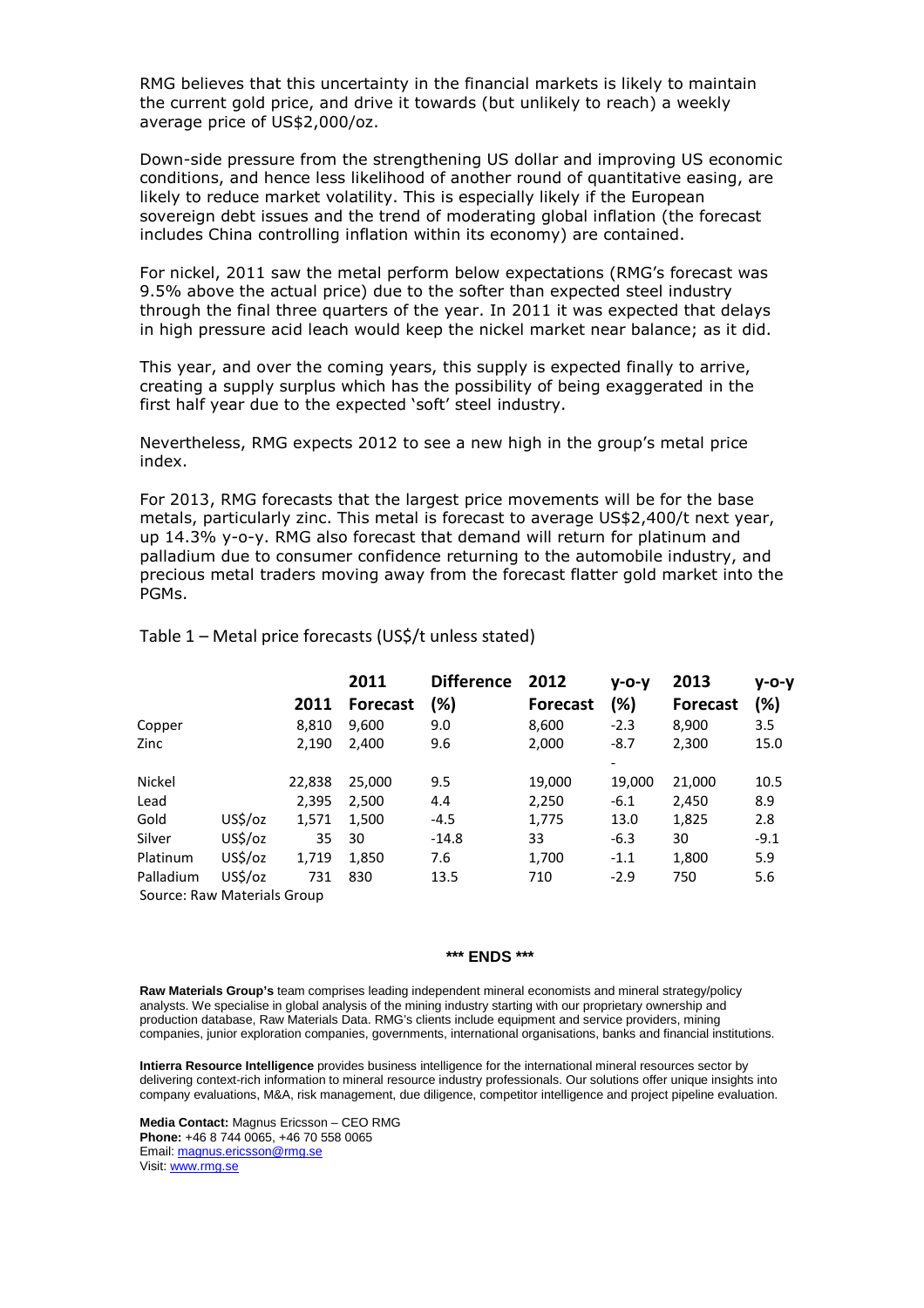RMG believes that this uncertainty in the financial markets is likely to maintain the current gold price, and drive it towards (but unlikely to reach) a weekly average price of US$2,000/oz.

Down-side pressure from the strengthening US dollar and improving US economic conditions, and hence less likelihood of another round of quantitative easing, are likely to reduce market volatility. This is especially likely if the European sovereign debt issues and the trend of moderating global inflation (the forecast includes China controlling inflation within its economy) are contained.

For nickel, 2011 saw the metal perform below expectations (RMG's forecast was 9.5% above the actual price) due to the softer than expected steel industry through the final three quarters of the year. In 2011 it was expected that delays in high pressure acid leach would keep the nickel market near balance; as it did.

This year, and over the coming years, this supply is expected finally to arrive, creating a supply surplus which has the possibility of being exaggerated in the first half year due to the expected 'soft' steel industry.

Nevertheless, RMG expects 2012 to see a new high in the group's metal price index.

For 2013, RMG forecasts that the largest price movements will be for the base metals, particularly zinc. This metal is forecast to average US$2,400/t next year, up 14.3% y-o-y. RMG also forecast that demand will return for platinum and palladium due to consumer confidence returning to the automobile industry, and precious metal traders moving away from the forecast flatter gold market into the PGMs.

Table 1 – Metal price forecasts (US$/t unless stated)

| | | 2011 | 2011 Forecast | Difference (%) | 2012 Forecast | y-o-y (%) | 2013 Forecast | y-o-y (%) |
|---|---|---|---|---|---|---|---|---|
| Copper | | 8,810 | 9,600 | 9.0 | 8,600 | -2.3 | 8,900 | 3.5 |
| Zinc | | 2,190 | 2,400 | 9.6 | 2,000 | -8.7 | 2,300 | 15.0 |
| Nickel | | 22,838 | 25,000 | 9.5 | 19,000 | - 19,000 | 21,000 | 10.5 |
| Lead | | 2,395 | 2,500 | 4.4 | 2,250 | -6.1 | 2,450 | 8.9 |
| Gold | US$/oz | 1,571 | 1,500 | -4.5 | 1,775 | 13.0 | 1,825 | 2.8 |
| Silver | US$/oz | 35 | 30 | -14.8 | 33 | -6.3 | 30 | -9.1 |
| Platinum | US$/oz | 1,719 | 1,850 | 7.6 | 1,700 | -1.1 | 1,800 | 5.9 |
| Palladium | US$/oz | 731 | 830 | 13.5 | 710 | -2.9 | 750 | 5.6 |

Source: Raw Materials Group

**\*\*\* ENDS \*\*\***

**Raw Materials Group's** team comprises leading independent mineral economists and mineral strategy/policy analysts. We specialise in global analysis of the mining industry starting with our proprietary ownership and production database, Raw Materials Data. RMG's clients include equipment and service providers, mining companies, junior exploration companies, governments, international organisations, banks and financial institutions.

**Intierra Resource Intelligence** provides business intelligence for the international mineral resources sector by delivering context-rich information to mineral resource industry professionals. Our solutions offer unique insights into company evaluations, M&A, risk management, due diligence, competitor intelligence and project pipeline evaluation.

**Media Contact:** Magnus Ericsson – CEO RMG
**Phone:** +46 8 744 0065, +46 70 558 0065
Email: magnus.ericsson@rmg.se
Visit: www.rmg.se